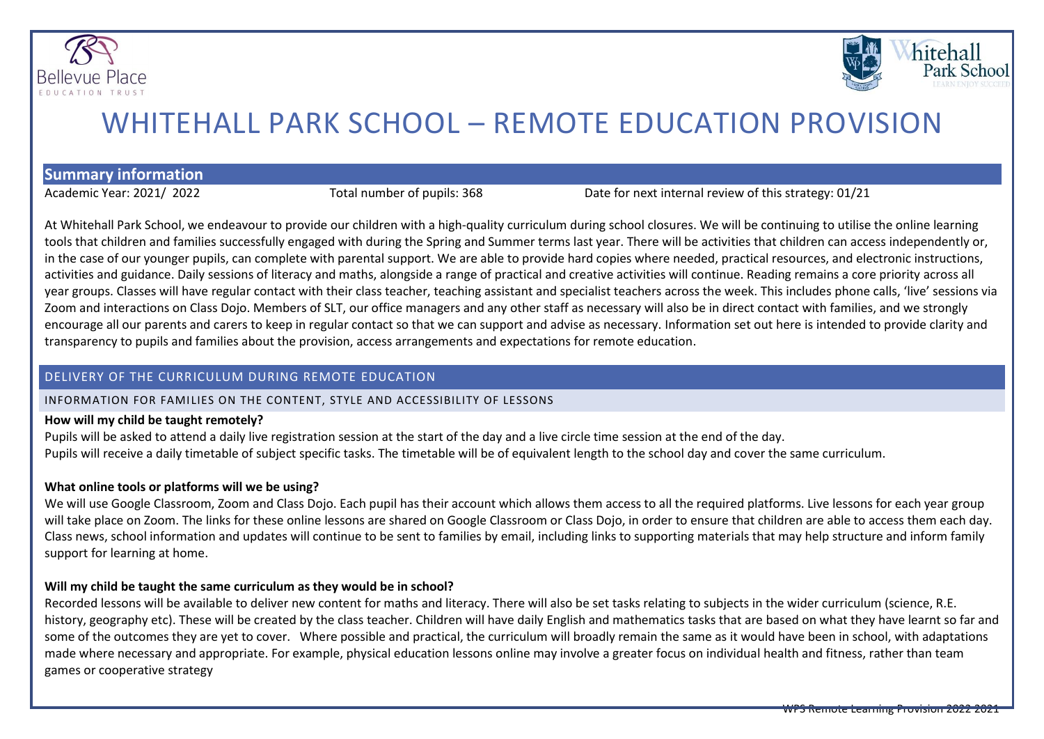# WHITEHALL PARK SCHOOL – REMOTE EDUCATION PROVISION

## Summary information

Academic Year: 2021/ 2022 Total number of pupils: 368 Date for next internal review of this strategy: 01/21

At Whitehall Park School, we endeavour to provide our children with a high-quality curriculum during school closures. We will be continuing to utilise the online learning tools that children and families successfully engaged with during the Spring and Summer terms last year. There will be activities that children can access independently or, in the case of our younger pupils, can complete with parental support. We are able to provide hard copies where needed, practical resources, and electronic instructions, activities and guidance. Daily sessions of literacy and maths, alongside a range of practical and creative activities will continue. Reading remains a core priority across all year groups. Classes will have regular contact with their class teacher, teaching assistant and specialist teachers across the week. This includes phone calls, 'live' sessions via Zoom and interactions on Class Dojo. Members of SLT, our office managers and any other staff as necessary will also be in direct contact with families, and we strongly encourage all our parents and carers to keep in regular contact so that we can support and advise as necessary. Information set out here is intended to provide clarity and transparency to pupils and families about the provision, access arrangements and expectations for remote education.

## DELIVERY OF THE CURRICULUM DURING REMOTE EDUCATION

### INFORMATION FOR FAMILIES ON THE CONTENT, STYLE AND ACCESSIBILITY OF LESSONS

**How will my child be taught remotely?**

Pupils will be asked to attend a daily live registration session at the start of the day and a live circle time session at the end of the day.
Pupils will receive a daily timetable of subject specific tasks. The timetable will be of equivalent length to the school day and cover the same curriculum.

**What online tools or platforms will we be using?**

We will use Google Classroom, Zoom and Class Dojo. Each pupil has their account which allows them access to all the required platforms. Live lessons for each year group will take place on Zoom. The links for these online lessons are shared on Google Classroom or Class Dojo, in order to ensure that children are able to access them each day. Class news, school information and updates will continue to be sent to families by email, including links to supporting materials that may help structure and inform family support for learning at home.

**Will my child be taught the same curriculum as they would be in school?**

Recorded lessons will be available to deliver new content for maths and literacy. There will also be set tasks relating to subjects in the wider curriculum (science, R.E. history, geography etc). These will be created by the class teacher. Children will have daily English and mathematics tasks that are based on what they have learnt so far and some of the outcomes they are yet to cover. Where possible and practical, the curriculum will broadly remain the same as it would have been in school, with adaptations made where necessary and appropriate. For example, physical education lessons online may involve a greater focus on individual health and fitness, rather than team games or cooperative strategy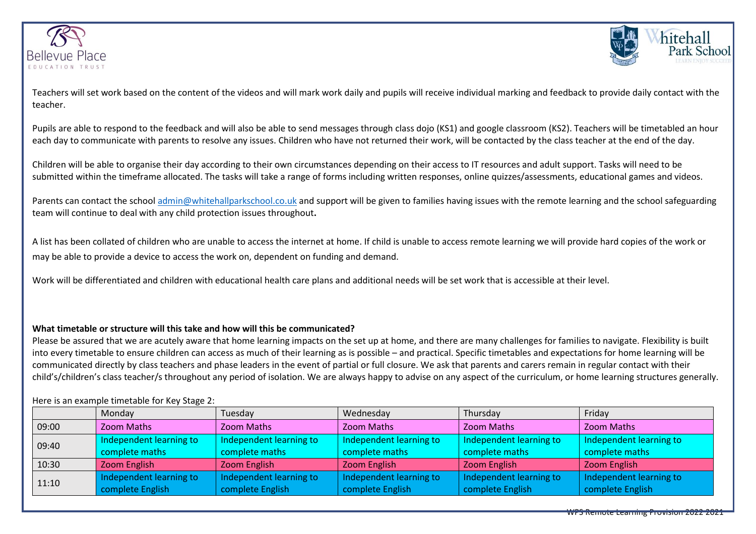Teachers will set work based on the content of the videos and will mark work daily and pupils will receive individual marking and feedback to provide daily contact with the teacher.

Pupils are able to respond to the feedback and will also be able to send messages through class dojo (KS1) and google classroom (KS2). Teachers will be timetabled an hour each day to communicate with parents to resolve any issues. Children who have not returned their work, will be contacted by the class teacher at the end of the day.

Children will be able to organise their day according to their own circumstances depending on their access to IT resources and adult support. Tasks will need to be submitted within the timeframe allocated. The tasks will take a range of forms including written responses, online quizzes/assessments, educational games and videos.

Parents can contact the school admin@whitehallparkschool.co.uk and support will be given to families having issues with the remote learning and the school safeguarding team will continue to deal with any child protection issues throughout.

A list has been collated of children who are unable to access the internet at home. If child is unable to access remote learning we will provide hard copies of the work or may be able to provide a device to access the work on, dependent on funding and demand.

Work will be differentiated and children with educational health care plans and additional needs will be set work that is accessible at their level.

**What timetable or structure will this take and how will this be communicated?**

Please be assured that we are acutely aware that home learning impacts on the set up at home, and there are many challenges for families to navigate. Flexibility is built into every timetable to ensure children can access as much of their learning as is possible – and practical. Specific timetables and expectations for home learning will be communicated directly by class teachers and phase leaders in the event of partial or full closure. We ask that parents and carers remain in regular contact with their child's/children's class teacher/s throughout any period of isolation. We are always happy to advise on any aspect of the curriculum, or home learning structures generally.

Here is an example timetable for Key Stage 2:

| | Monday | Tuesday | Wednesday | Thursday | Friday |
|---|---|---|---|---|---|
| 09:00 | Zoom Maths | Zoom Maths | Zoom Maths | Zoom Maths | Zoom Maths |
| 09:40 | Independent learning to complete maths | Independent learning to complete maths | Independent learning to complete maths | Independent learning to complete maths | Independent learning to complete maths |
| 10:30 | Zoom English | Zoom English | Zoom English | Zoom English | Zoom English |
| 11:10 | Independent learning to complete English | Independent learning to complete English | Independent learning to complete English | Independent learning to complete English | Independent learning to complete English |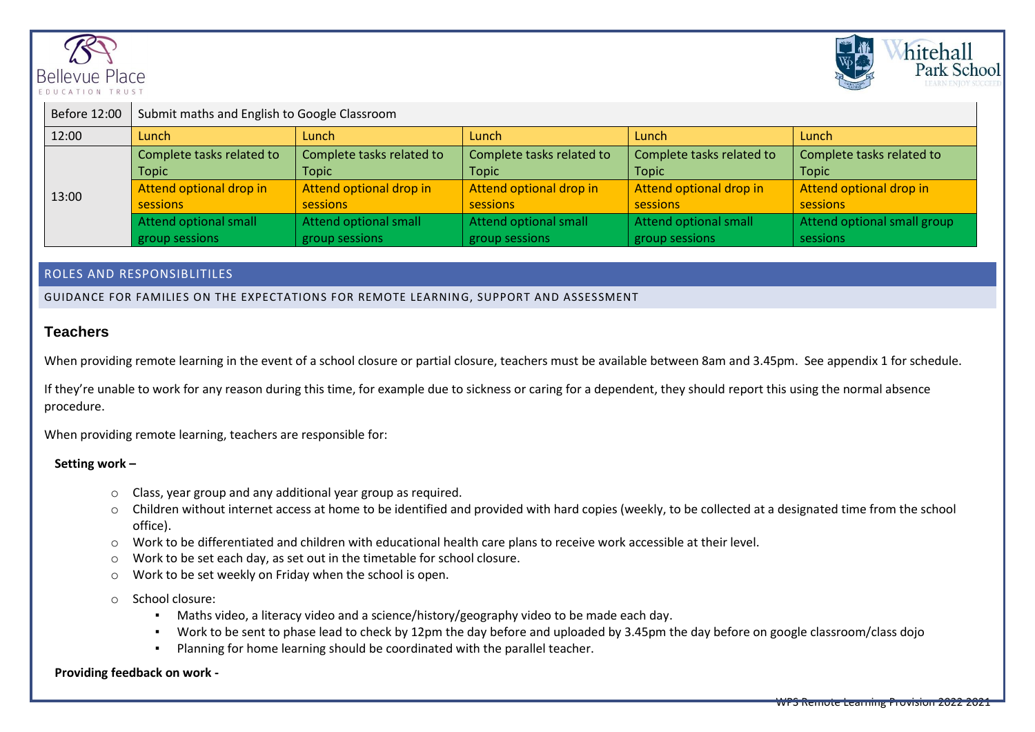| Before 12:00 | Submit maths and English to Google Classroom | | | | |
|---|---|---|---|---|---|
| 12:00 | Lunch | Lunch | Lunch | Lunch | Lunch |
| 13:00 | Complete tasks related to Topic | Complete tasks related to Topic | Complete tasks related to Topic | Complete tasks related to Topic | Complete tasks related to Topic |
| | Attend optional drop in sessions | Attend optional drop in sessions | Attend optional drop in sessions | Attend optional drop in sessions | Attend optional drop in sessions |
| | Attend optional small group sessions | Attend optional small group sessions | Attend optional small group sessions | Attend optional small group sessions | Attend optional small group sessions |

## ROLES AND RESPONSIBLITILES

GUIDANCE FOR FAMILIES ON THE EXPECTATIONS FOR REMOTE LEARNING, SUPPORT AND ASSESSMENT

### Teachers

When providing remote learning in the event of a school closure or partial closure, teachers must be available between 8am and 3.45pm. See appendix 1 for schedule.

If they're unable to work for any reason during this time, for example due to sickness or caring for a dependent, they should report this using the normal absence procedure.

When providing remote learning, teachers are responsible for:

**Setting work –**

- Class, year group and any additional year group as required.
- Children without internet access at home to be identified and provided with hard copies (weekly, to be collected at a designated time from the school office).
- Work to be differentiated and children with educational health care plans to receive work accessible at their level.
- Work to be set each day, as set out in the timetable for school closure.
- Work to be set weekly on Friday when the school is open.
- School closure:
  - Maths video, a literacy video and a science/history/geography video to be made each day.
  - Work to be sent to phase lead to check by 12pm the day before and uploaded by 3.45pm the day before on google classroom/class dojo
  - Planning for home learning should be coordinated with the parallel teacher.

**Providing feedback on work -**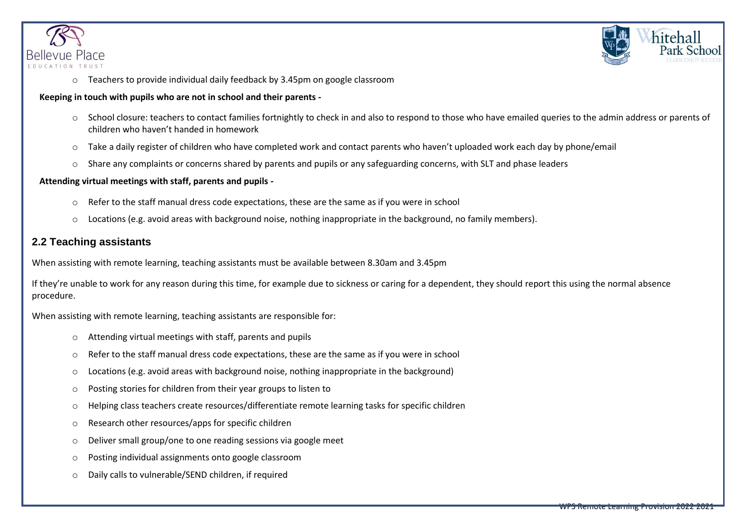- Teachers to provide individual daily feedback by 3.45pm on google classroom

**Keeping in touch with pupils who are not in school and their parents -**

- School closure: teachers to contact families fortnightly to check in and also to respond to those who have emailed queries to the admin address or parents of children who haven't handed in homework
- Take a daily register of children who have completed work and contact parents who haven't uploaded work each day by phone/email
- Share any complaints or concerns shared by parents and pupils or any safeguarding concerns, with SLT and phase leaders

**Attending virtual meetings with staff, parents and pupils -**

- Refer to the staff manual dress code expectations, these are the same as if you were in school
- Locations (e.g. avoid areas with background noise, nothing inappropriate in the background, no family members).

## 2.2 Teaching assistants

When assisting with remote learning, teaching assistants must be available between 8.30am and 3.45pm

If they're unable to work for any reason during this time, for example due to sickness or caring for a dependent, they should report this using the normal absence procedure.

When assisting with remote learning, teaching assistants are responsible for:

- Attending virtual meetings with staff, parents and pupils
- Refer to the staff manual dress code expectations, these are the same as if you were in school
- Locations (e.g. avoid areas with background noise, nothing inappropriate in the background)
- Posting stories for children from their year groups to listen to
- Helping class teachers create resources/differentiate remote learning tasks for specific children
- Research other resources/apps for specific children
- Deliver small group/one to one reading sessions via google meet
- Posting individual assignments onto google classroom
- Daily calls to vulnerable/SEND children, if required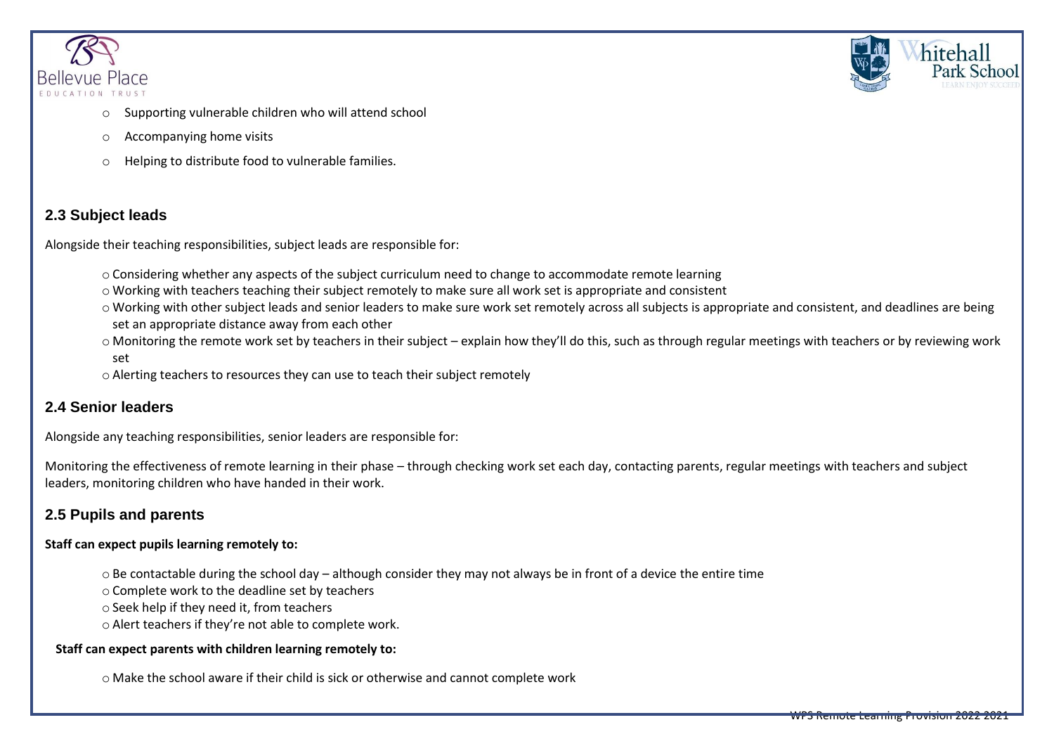- Supporting vulnerable children who will attend school
- Accompanying home visits
- Helping to distribute food to vulnerable families.

## 2.3 Subject leads

Alongside their teaching responsibilities, subject leads are responsible for:

- Considering whether any aspects of the subject curriculum need to change to accommodate remote learning
- Working with teachers teaching their subject remotely to make sure all work set is appropriate and consistent
- Working with other subject leads and senior leaders to make sure work set remotely across all subjects is appropriate and consistent, and deadlines are being set an appropriate distance away from each other
- Monitoring the remote work set by teachers in their subject – explain how they'll do this, such as through regular meetings with teachers or by reviewing work set
- Alerting teachers to resources they can use to teach their subject remotely

## 2.4 Senior leaders

Alongside any teaching responsibilities, senior leaders are responsible for:

Monitoring the effectiveness of remote learning in their phase – through checking work set each day, contacting parents, regular meetings with teachers and subject leaders, monitoring children who have handed in their work.

## 2.5 Pupils and parents

**Staff can expect pupils learning remotely to:**

- Be contactable during the school day – although consider they may not always be in front of a device the entire time
- Complete work to the deadline set by teachers
- Seek help if they need it, from teachers
- Alert teachers if they're not able to complete work.

**Staff can expect parents with children learning remotely to:**

- Make the school aware if their child is sick or otherwise and cannot complete work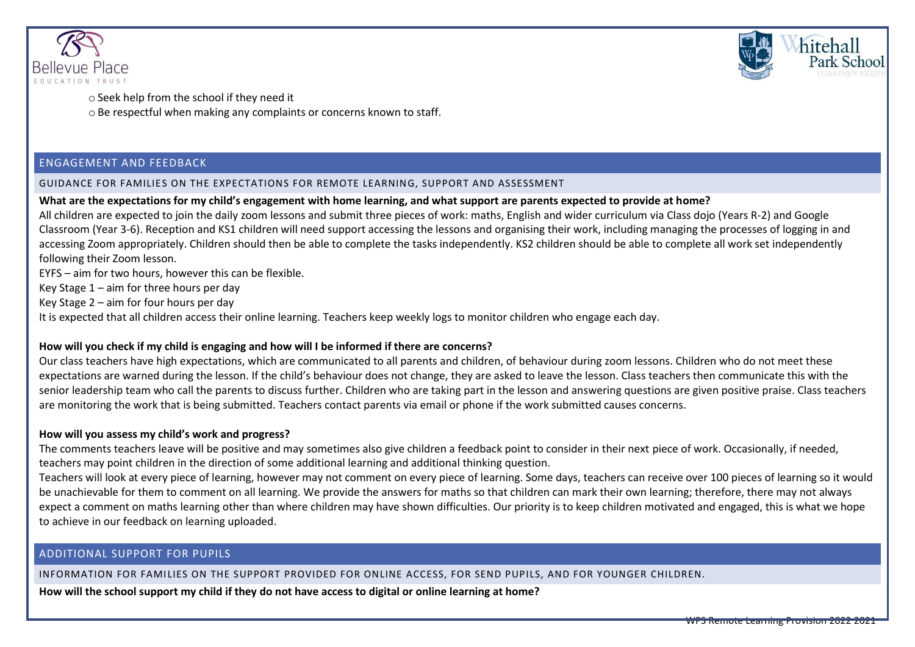- Seek help from the school if they need it
- Be respectful when making any complaints or concerns known to staff.

## ENGAGEMENT AND FEEDBACK

### GUIDANCE FOR FAMILIES ON THE EXPECTATIONS FOR REMOTE LEARNING, SUPPORT AND ASSESSMENT

**What are the expectations for my child's engagement with home learning, and what support are parents expected to provide at home?**

All children are expected to join the daily zoom lessons and submit three pieces of work: maths, English and wider curriculum via Class dojo (Years R-2) and Google Classroom (Year 3-6). Reception and KS1 children will need support accessing the lessons and organising their work, including managing the processes of logging in and accessing Zoom appropriately. Children should then be able to complete the tasks independently. KS2 children should be able to complete all work set independently following their Zoom lesson.

EYFS – aim for two hours, however this can be flexible.

Key Stage 1 – aim for three hours per day

Key Stage 2 – aim for four hours per day

It is expected that all children access their online learning. Teachers keep weekly logs to monitor children who engage each day.

**How will you check if my child is engaging and how will I be informed if there are concerns?**

Our class teachers have high expectations, which are communicated to all parents and children, of behaviour during zoom lessons. Children who do not meet these expectations are warned during the lesson. If the child's behaviour does not change, they are asked to leave the lesson. Class teachers then communicate this with the senior leadership team who call the parents to discuss further. Children who are taking part in the lesson and answering questions are given positive praise. Class teachers are monitoring the work that is being submitted. Teachers contact parents via email or phone if the work submitted causes concerns.

**How will you assess my child's work and progress?**

The comments teachers leave will be positive and may sometimes also give children a feedback point to consider in their next piece of work. Occasionally, if needed, teachers may point children in the direction of some additional learning and additional thinking question.

Teachers will look at every piece of learning, however may not comment on every piece of learning. Some days, teachers can receive over 100 pieces of learning so it would be unachievable for them to comment on all learning. We provide the answers for maths so that children can mark their own learning; therefore, there may not always expect a comment on maths learning other than where children may have shown difficulties. Our priority is to keep children motivated and engaged, this is what we hope to achieve in our feedback on learning uploaded.

## ADDITIONAL SUPPORT FOR PUPILS

### INFORMATION FOR FAMILIES ON THE SUPPORT PROVIDED FOR ONLINE ACCESS, FOR SEND PUPILS, AND FOR YOUNGER CHILDREN.

**How will the school support my child if they do not have access to digital or online learning at home?**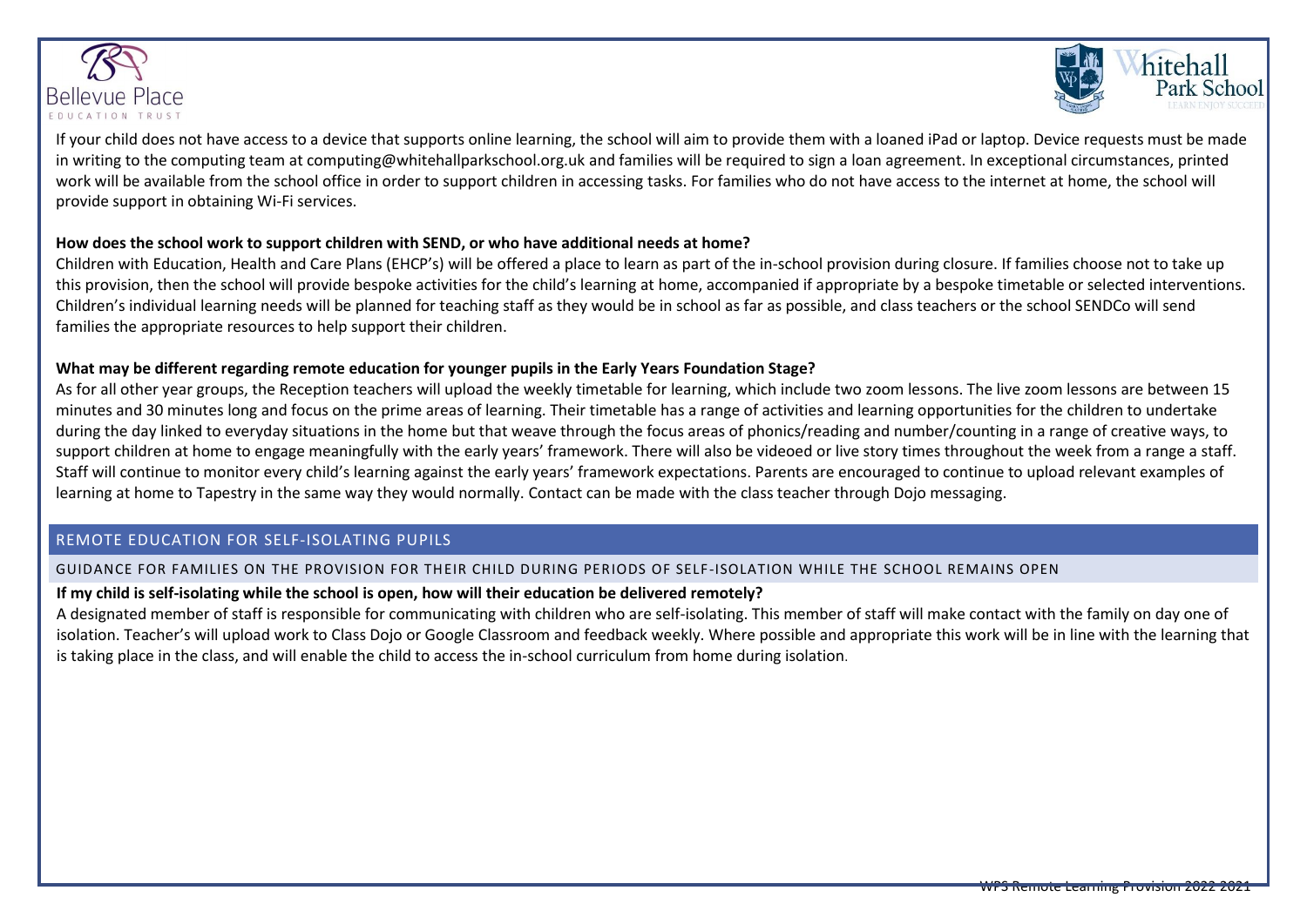If your child does not have access to a device that supports online learning, the school will aim to provide them with a loaned iPad or laptop. Device requests must be made in writing to the computing team at computing@whitehallparkschool.org.uk and families will be required to sign a loan agreement. In exceptional circumstances, printed work will be available from the school office in order to support children in accessing tasks. For families who do not have access to the internet at home, the school will provide support in obtaining Wi-Fi services.

**How does the school work to support children with SEND, or who have additional needs at home?**

Children with Education, Health and Care Plans (EHCP's) will be offered a place to learn as part of the in-school provision during closure. If families choose not to take up this provision, then the school will provide bespoke activities for the child's learning at home, accompanied if appropriate by a bespoke timetable or selected interventions. Children's individual learning needs will be planned for teaching staff as they would be in school as far as possible, and class teachers or the school SENDCo will send families the appropriate resources to help support their children.

**What may be different regarding remote education for younger pupils in the Early Years Foundation Stage?**

As for all other year groups, the Reception teachers will upload the weekly timetable for learning, which include two zoom lessons. The live zoom lessons are between 15 minutes and 30 minutes long and focus on the prime areas of learning. Their timetable has a range of activities and learning opportunities for the children to undertake during the day linked to everyday situations in the home but that weave through the focus areas of phonics/reading and number/counting in a range of creative ways, to support children at home to engage meaningfully with the early years' framework. There will also be videoed or live story times throughout the week from a range a staff. Staff will continue to monitor every child's learning against the early years' framework expectations. Parents are encouraged to continue to upload relevant examples of learning at home to Tapestry in the same way they would normally. Contact can be made with the class teacher through Dojo messaging.

## REMOTE EDUCATION FOR SELF-ISOLATING PUPILS

### GUIDANCE FOR FAMILIES ON THE PROVISION FOR THEIR CHILD DURING PERIODS OF SELF-ISOLATION WHILE THE SCHOOL REMAINS OPEN

**If my child is self-isolating while the school is open, how will their education be delivered remotely?**

A designated member of staff is responsible for communicating with children who are self-isolating. This member of staff will make contact with the family on day one of isolation. Teacher's will upload work to Class Dojo or Google Classroom and feedback weekly. Where possible and appropriate this work will be in line with the learning that is taking place in the class, and will enable the child to access the in-school curriculum from home during isolation.